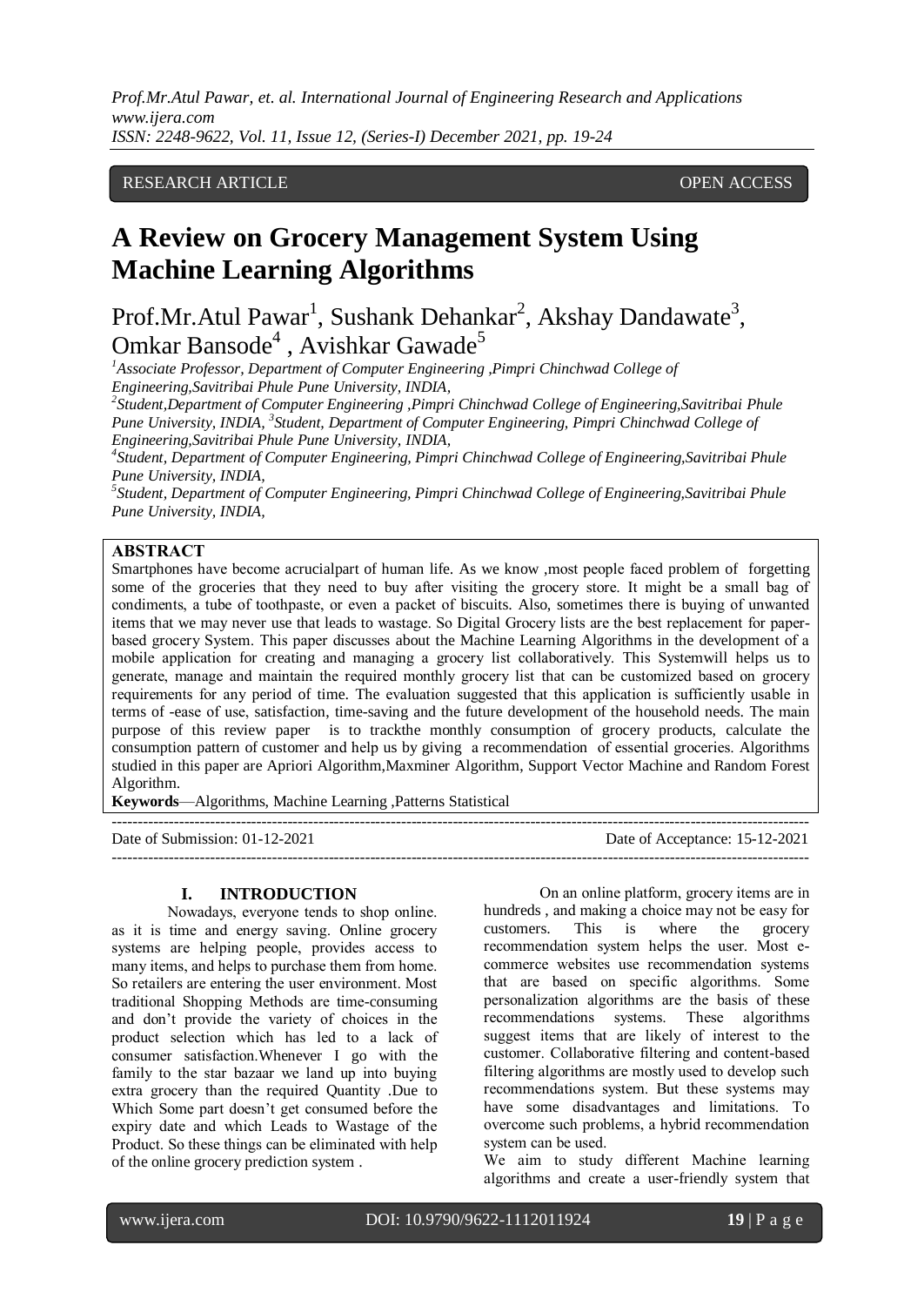RESEARCH ARTICLE OPEN ACCESS

# A Review on Grocery Management System Using Machine Learning Algorithms

Prof.Mr.Atul Pawar[1], Sushank Dehankar[2], Akshay Dandawate[3], Omkar Bansode[4] , Avishkar Gawade[5]

[1]Associate Professor, Department of Computer Engineering ,Pimpri Chinchwad College of Engineering,Savitribai Phule Pune University, INDIA,
[2]Student,Department of Computer Engineering ,Pimpri Chinchwad College of Engineering,Savitribai Phule Pune University, INDIA, [3]Student, Department of Computer Engineering, Pimpri Chinchwad College of Engineering,Savitribai Phule Pune University, INDIA,
[4]Student, Department of Computer Engineering, Pimpri Chinchwad College of Engineering,Savitribai Phule Pune University, INDIA,
[5]Student, Department of Computer Engineering, Pimpri Chinchwad College of Engineering,Savitribai Phule Pune University, INDIA,

## ABSTRACT

Smartphones have become acrucialpart of human life. As we know ,most people faced problem of forgetting some of the groceries that they need to buy after visiting the grocery store. It might be a small bag of condiments, a tube of toothpaste, or even a packet of biscuits. Also, sometimes there is buying of unwanted items that we may never use that leads to wastage. So Digital Grocery lists are the best replacement for paper-based grocery System. This paper discusses about the Machine Learning Algorithms in the development of a mobile application for creating and managing a grocery list collaboratively. This Systemwill helps us to generate, manage and maintain the required monthly grocery list that can be customized based on grocery requirements for any period of time. The evaluation suggested that this application is sufficiently usable in terms of -ease of use, satisfaction, time-saving and the future development of the household needs. The main purpose of this review paper is to trackthe monthly consumption of grocery products, calculate the consumption pattern of customer and help us by giving a recommendation of essential groceries. Algorithms studied in this paper are Apriori Algorithm,Maxminer Algorithm, Support Vector Machine and Random Forest Algorithm.

**Keywords**—Algorithms, Machine Learning ,Patterns Statistical

---

Date of Submission: 01-12-2021 Date of Acceptance: 15-12-2021

---

## I. INTRODUCTION

Nowadays, everyone tends to shop online. as it is time and energy saving. Online grocery systems are helping people, provides access to many items, and helps to purchase them from home. So retailers are entering the user environment. Most traditional Shopping Methods are time-consuming and don't provide the variety of choices in the product selection which has led to a lack of consumer satisfaction.Whenever I go with the family to the star bazaar we land up into buying extra grocery than the required Quantity .Due to Which Some part doesn't get consumed before the expiry date and which Leads to Wastage of the Product. So these things can be eliminated with help of the online grocery prediction system .

On an online platform, grocery items are in hundreds , and making a choice may not be easy for customers. This is where the grocery recommendation system helps the user. Most e-commerce websites use recommendation systems that are based on specific algorithms. Some personalization algorithms are the basis of these recommendations systems. These algorithms suggest items that are likely of interest to the customer. Collaborative filtering and content-based filtering algorithms are mostly used to develop such recommendations system. But these systems may have some disadvantages and limitations. To overcome such problems, a hybrid recommendation system can be used.

We aim to study different Machine learning algorithms and create a user-friendly system that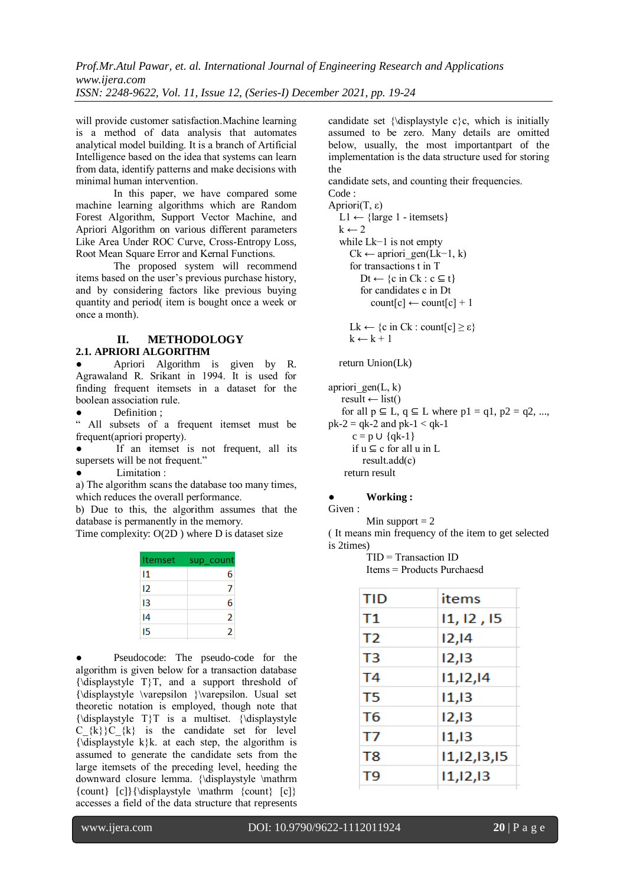will provide customer satisfaction.Machine learning is a method of data analysis that automates analytical model building. It is a branch of Artificial Intelligence based on the idea that systems can learn from data, identify patterns and make decisions with minimal human intervention.

In this paper, we have compared some machine learning algorithms which are Random Forest Algorithm, Support Vector Machine, and Apriori Algorithm on various different parameters Like Area Under ROC Curve, Cross-Entropy Loss, Root Mean Square Error and Kernal Functions.

The proposed system will recommend items based on the user's previous purchase history, and by considering factors like previous buying quantity and period( item is bought once a week or once a month).

## II. METHODOLOGY

### 2.1. APRIORI ALGORITHM

- Apriori Algorithm is given by R. Agrawaland R. Srikant in 1994. It is used for finding frequent itemsets in a dataset for the boolean association rule.
- Definition ;

" All subsets of a frequent itemset must be frequent(apriori property).

- If an itemset is not frequent, all its supersets will be not frequent."
- Limitation :

a) The algorithm scans the database too many times, which reduces the overall performance.

b) Due to this, the algorithm assumes that the database is permanently in the memory.

Time complexity: O(2D ) where D is dataset size

| Itemset | sup_count |
|---|---|
| I1 | 6 |
| I2 | 7 |
| I3 | 6 |
| I4 | 2 |
| I5 | 2 |

- Pseudocode: The pseudo-code for the algorithm is given below for a transaction database {\displaystyle T}T, and a support threshold of {\displaystyle \varepsilon }\varepsilon. Usual set theoretic notation is employed, though note that {\displaystyle T}T is a multiset. {\displaystyle C_{k}}C_{k} is the candidate set for level {\displaystyle k}k. at each step, the algorithm is assumed to generate the candidate sets from the large itemsets of the preceding level, heeding the downward closure lemma. {\displaystyle \mathrm {count} [c]}{\displaystyle \mathrm {count} [c]} accesses a field of the data structure that represents candidate set {\displaystyle c}c, which is initially assumed to be zero. Many details are omitted below, usually, the most importantpart of the implementation is the data structure used for storing the

candidate sets, and counting their frequencies.

Code :

```
Apriori(T, ε)
    L1 ← {large 1 - itemsets}
    k ← 2
    while Lk−1 is not empty
        Ck ← apriori_gen(Lk−1, k)
        for transactions t in T
            Dt ← {c in Ck : c ⊆ t}
            for candidates c in Dt
                count[c] ← count[c] + 1

        Lk ← {c in Ck : count[c] ≥ ε}
        k ← k + 1

    return Union(Lk)

apriori_gen(L, k)
    result ← list()
    for all p ⊆ L, q ⊆ L where p1 = q1, p2 = q2, ...,
pk-2 = qk-2 and pk-1 < qk-1
        c = p ∪ {qk-1}
        if u ⊆ c for all u in L
            result.add(c)
    return result
```

- **Working :**

Given :

Min support = 2

( It means min frequency of the item to get selected is 2times)

TID = Transaction ID

Items = Products Purchaesd

| TID | items |
|---|---|
| T1 | I1, I2 , I5 |
| T2 | I2,I4 |
| T3 | I2,I3 |
| T4 | I1,I2,I4 |
| T5 | I1,I3 |
| T6 | I2,I3 |
| T7 | I1,I3 |
| T8 | I1,I2,I3,I5 |
| T9 | I1,I2,I3 |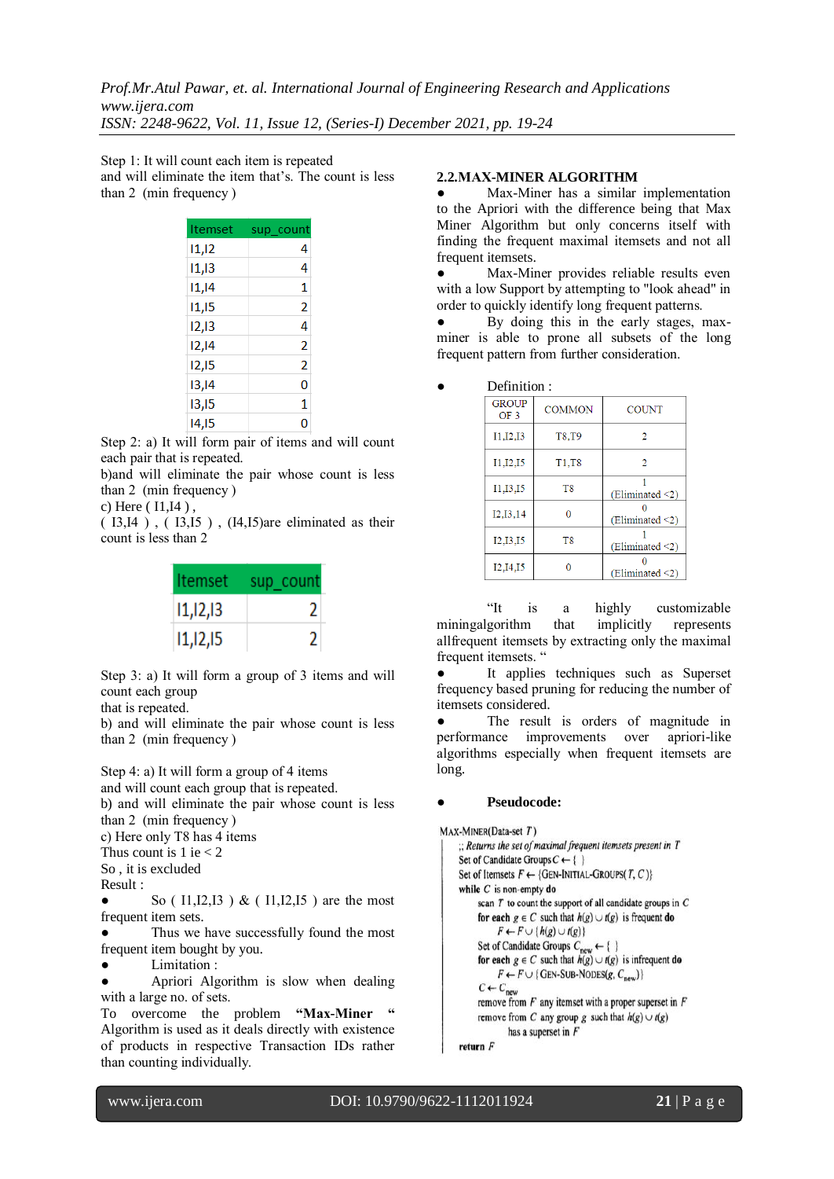Step 1: It will count each item is repeated and will eliminate the item that's. The count is less than 2 (min frequency )

| Itemset | sup_count |
|---|---|
| I1,I2 | 4 |
| I1,I3 | 4 |
| I1,I4 | 1 |
| I1,I5 | 2 |
| I2,I3 | 4 |
| I2,I4 | 2 |
| I2,I5 | 2 |
| I3,I4 | 0 |
| I3,I5 | 1 |
| I4,I5 | 0 |

Step 2: a) It will form pair of items and will count each pair that is repeated.
b)and will eliminate the pair whose count is less than 2 (min frequency )
c) Here ( I1,I4 ) ,
( I3,I4 ) , ( I3,I5 ) , (I4,I5)are eliminated as their count is less than 2

| Itemset | sup_count |
|---|---|
| I1,I2,I3 | 2 |
| I1,I2,I5 | 2 |

Step 3: a) It will form a group of 3 items and will count each group
that is repeated.
b) and will eliminate the pair whose count is less than 2 (min frequency )

Step 4: a) It will form a group of 4 items
and will count each group that is repeated.
b) and will eliminate the pair whose count is less than 2 (min frequency )
c) Here only T8 has 4 items
Thus count is 1 ie < 2
So , it is excluded
Result :

- So ( I1,I2,I3 ) & ( I1,I2,I5 ) are the most frequent item sets.
- Thus we have successfully found the most frequent item bought by you.
- Limitation :
- Apriori Algorithm is slow when dealing with a large no. of sets.

To overcome the problem **"Max-Miner "** Algorithm is used as it deals directly with existence of products in respective Transaction IDs rather than counting individually.

## 2.2.MAX-MINER ALGORITHM

- Max-Miner has a similar implementation to the Apriori with the difference being that Max Miner Algorithm but only concerns itself with finding the frequent maximal itemsets and not all frequent itemsets.
- Max-Miner provides reliable results even with a low Support by attempting to "look ahead" in order to quickly identify long frequent patterns.
- By doing this in the early stages, max-miner is able to prone all subsets of the long frequent pattern from further consideration.

- Definition :

| GROUP OF 3 | COMMON | COUNT |
|---|---|---|
| I1,I2,I3 | T8,T9 | 2 |
| I1,I2,I5 | T1,T8 | 2 |
| I1,I3,I5 | T8 | 1 (Eliminated <2) |
| I2,I3,I4 | 0 | 0 (Eliminated <2) |
| I2,I3,I5 | T8 | 1 (Eliminated <2) |
| I2,I4,I5 | 0 | 0 (Eliminated <2) |

"It is a highly customizable miningalgorithm that implicitly represents allfrequent itemsets by extracting only the maximal frequent itemsets. "

- It applies techniques such as Superset frequency based pruning for reducing the number of itemsets considered.
- The result is orders of magnitude in performance improvements over apriori-like algorithms especially when frequent itemsets are long.

- **Pseudocode:**

```
MAX-MINER(Data-set T)
  ;; Returns the set of maximal frequent itemsets present in T
  Set of Candidate Groups C ← { }
  Set of Itemsets F ← {GEN-INITIAL-GROUPS(T, C)}
  while C is non-empty do
      scan T to count the support of all candidate groups in C
      for each g ∈ C such that h(g) ∪ t(g) is frequent do
          F ← F ∪ {h(g) ∪ t(g)}
      Set of Candidate Groups C_new ← { }
      for each g ∈ C such that h(g) ∪ t(g) is infrequent do
          F ← F ∪ {GEN-SUB-NODES(g, C_new)}
      C ← C_new
      remove from F any itemset with a proper superset in F
      remove from C any group g such that h(g) ∪ t(g)
          has a superset in F
  return F
```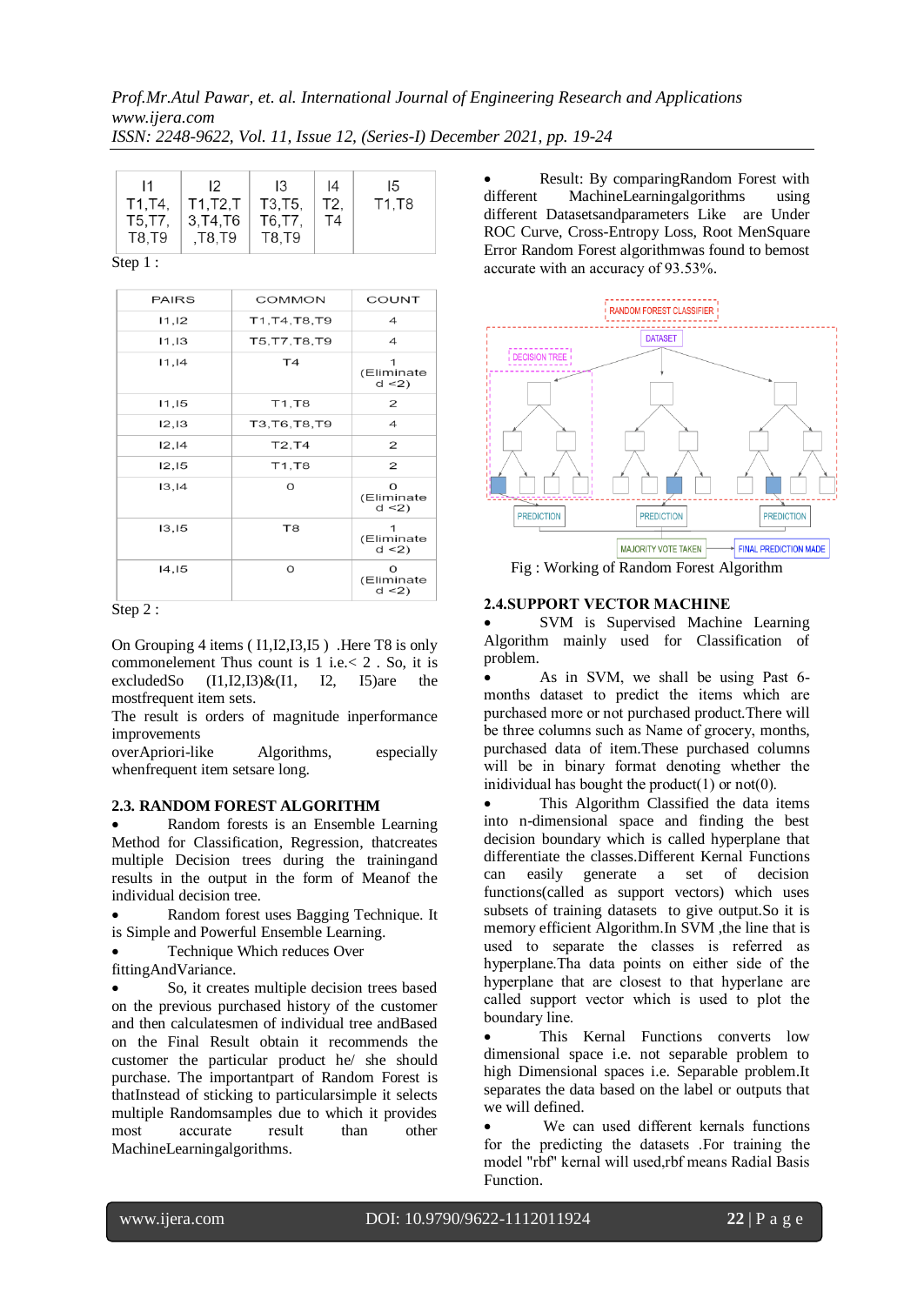| I1 | I2 | I3 | I4 | I5 |
|---|---|---|---|---|
| T1,T4, T5,T7, T8,T9 | T1,T2,T 3,T4,T6 ,T8,T9 | T3,T5, T6,T7, T8,T9 | T2, T4 | T1,T8 |

Step 1 :

| PAIRS | COMMON | COUNT |
|---|---|---|
| I1,I2 | T1,T4,T8,T9 | 4 |
| I1,I3 | T5,T7,T8,T9 | 4 |
| I1,I4 | T4 | 1 (Eliminated <2) |
| I1,I5 | T1,T8 | 2 |
| I2,I3 | T3,T6,T8,T9 | 4 |
| I2,I4 | T2,T4 | 2 |
| I2,I5 | T1,T8 | 2 |
| I3,I4 | 0 | 0 (Eliminated <2) |
| I3,I5 | T8 | 1 (Eliminated <2) |
| I4,I5 | 0 | 0 (Eliminated <2) |

Step 2 :

On Grouping 4 items ( I1,I2,I3,I5 ) .Here T8 is only commonelement Thus count is 1 i.e.< 2 . So, it is excludedSo (I1,I2,I3)&(I1, I2, I5)are the mostfrequent item sets.

The result is orders of magnitude inperformance improvements overApriori-like Algorithms, especially whenfrequent item setsare long.

### 2.3. RANDOM FOREST ALGORITHM

- Random forests is an Ensemble Learning Method for Classification, Regression, thatcreates multiple Decision trees during the trainingand results in the output in the form of Meanof the individual decision tree.
- Random forest uses Bagging Technique. It is Simple and Powerful Ensemble Learning.
- Technique Which reduces Over fittingAndVariance.
- So, it creates multiple decision trees based on the previous purchased history of the customer and then calculatesmen of individual tree andBased on the Final Result obtain it recommends the customer the particular product he/ she should purchase. The importantpart of Random Forest is thatInstead of sticking to particularsimple it selects multiple Randomsamples due to which it provides most accurate result than other MachineLearningalgorithms.
- Result: By comparingRandom Forest with different MachineLearningalgorithms using different Datasetsandparameters Like are Under ROC Curve, Cross-Entropy Loss, Root MenSquare Error Random Forest algorithmwas found to bemost accurate with an accuracy of 93.53%.

Fig : Working of Random Forest Algorithm

### 2.4.SUPPORT VECTOR MACHINE

- SVM is Supervised Machine Learning Algorithm mainly used for Classification of problem.
- As in SVM, we shall be using Past 6-months dataset to predict the items which are purchased more or not purchased product.There will be three columns such as Name of grocery, months, purchased data of item.These purchased columns will be in binary format denoting whether the inidividual has bought the product(1) or not(0).
- This Algorithm Classified the data items into n-dimensional space and finding the best decision boundary which is called hyperplane that differentiate the classes.Different Kernal Functions can easily generate a set of decision functions(called as support vectors) which uses subsets of training datasets to give output.So it is memory efficient Algorithm.In SVM ,the line that is used to separate the classes is referred as hyperplane.Tha data points on either side of the hyperplane that are closest to that hyperlane are called support vector which is used to plot the boundary line.
- This Kernal Functions converts low dimensional space i.e. not separable problem to high Dimensional spaces i.e. Separable problem.It separates the data based on the label or outputs that we will defined.
- We can used different kernals functions for the predicting the datasets .For training the model "rbf" kernal will used,rbf means Radial Basis Function.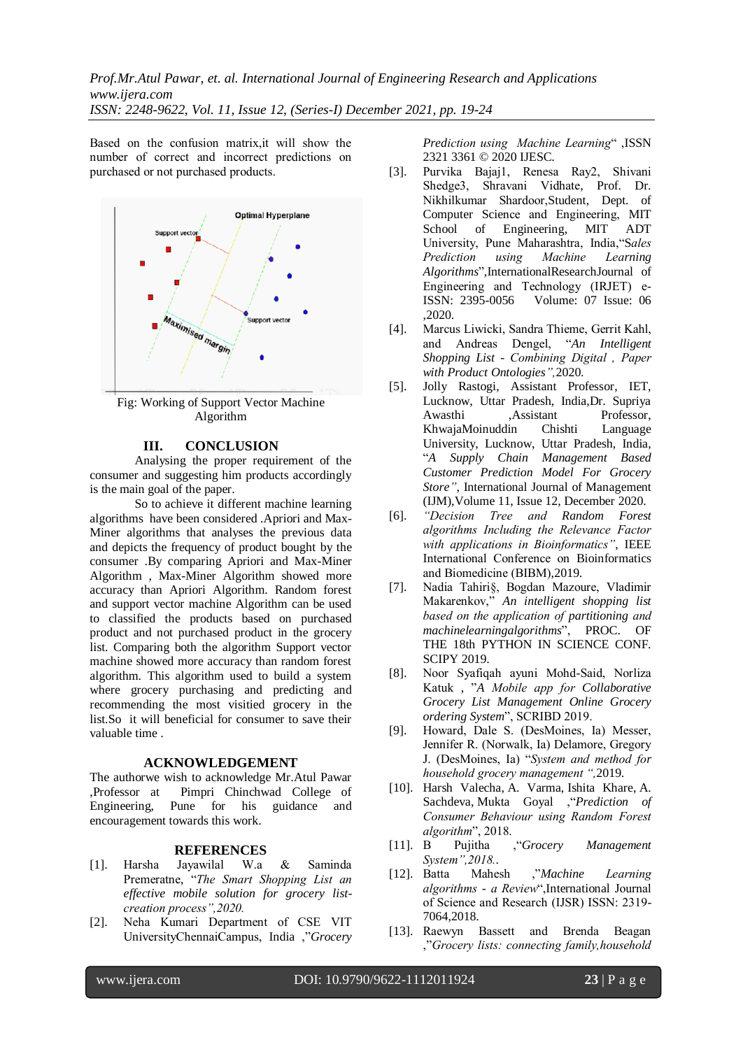Based on the confusion matrix,it will show the number of correct and incorrect predictions on purchased or not purchased products.

Fig: Working of Support Vector Machine Algorithm

## III. CONCLUSION

Analysing the proper requirement of the consumer and suggesting him products accordingly is the main goal of the paper.

So to achieve it different machine learning algorithms have been considered .Apriori and Max-Miner algorithms that analyses the previous data and depicts the frequency of product bought by the consumer .By comparing Apriori and Max-Miner Algorithm , Max-Miner Algorithm showed more accuracy than Apriori Algorithm. Random forest and support vector machine Algorithm can be used to classified the products based on purchased product and not purchased product in the grocery list. Comparing both the algorithm Support vector machine showed more accuracy than random forest algorithm. This algorithm used to build a system where grocery purchasing and predicting and recommending the most visitied grocery in the list.So it will beneficial for consumer to save their valuable time .

## ACKNOWLEDGEMENT

The authorwe wish to acknowledge Mr.Atul Pawar ,Professor at Pimpri Chinchwad College of Engineering, Pune for his guidance and encouragement towards this work.

## REFERENCES

[1]. Harsha Jayawilal W.a & Saminda Premeratne, "*The Smart Shopping List an effective mobile solution for grocery list-creation process",2020.*

[2]. Neha Kumari Department of CSE VIT UniversityChennaiCampus, India ,"*Grocery Prediction using Machine Learning*" ,ISSN 2321 3361 © 2020 IJESC.

[3]. Purvika Bajaj1, Renesa Ray2, Shivani Shedge3, Shravani Vidhate, Prof. Dr. Nikhilkumar Shardoor,Student, Dept. of Computer Science and Engineering, MIT School of Engineering, MIT ADT University, Pune Maharashtra, India,"*Sales Prediction using Machine Learning Algorithms*",InternationalResearchJournal of Engineering and Technology (IRJET) e-ISSN: 2395-0056 Volume: 07 Issue: 06 ,2020.

[4]. Marcus Liwicki, Sandra Thieme, Gerrit Kahl, and Andreas Dengel, "*An Intelligent Shopping List - Combining Digital , Paper with Product Ontologies",*2020.

[5]. Jolly Rastogi, Assistant Professor, IET, Lucknow, Uttar Pradesh, India,Dr. Supriya Awasthi ,Assistant Professor, KhwajaMoinuddin Chishti Language University, Lucknow, Uttar Pradesh, India, "*A Supply Chain Management Based Customer Prediction Model For Grocery Store"*, International Journal of Management (IJM),Volume 11, Issue 12, December 2020.

[6]. *"Decision Tree and Random Forest algorithms Including the Relevance Factor with applications in Bioinformatics"*, IEEE International Conference on Bioinformatics and Biomedicine (BIBM),2019.

[7]. Nadia Tahiri§, Bogdan Mazoure, Vladimir Makarenkov," *An intelligent shopping list based on the application of partitioning and machinelearningalgorithms*", PROC. OF THE 18th PYTHON IN SCIENCE CONF. SCIPY 2019.

[8]. Noor Syafiqah ayuni Mohd-Said, Norliza Katuk , "*A Mobile app for Collaborative Grocery List Management Online Grocery ordering System*", SCRIBD 2019.

[9]. Howard, Dale S. (DesMoines, Ia) Messer, Jennifer R. (Norwalk, Ia) Delamore, Gregory J. (DesMoines, Ia) "*System and method for household grocery management ",*2019.

[10]. Harsh Valecha, A. Varma, Ishita Khare, A. Sachdeva, Mukta Goyal ,"*Prediction of Consumer Behaviour using Random Forest algorithm*", 2018.

[11]. B Pujitha ,"*Grocery Management System",2018.*.

[12]. Batta Mahesh ,"*Machine Learning algorithms - a Review*",International Journal of Science and Research (IJSR) ISSN: 2319-7064,2018.

[13]. Raewyn Bassett and Brenda Beagan ,"*Grocery lists: connecting family,household*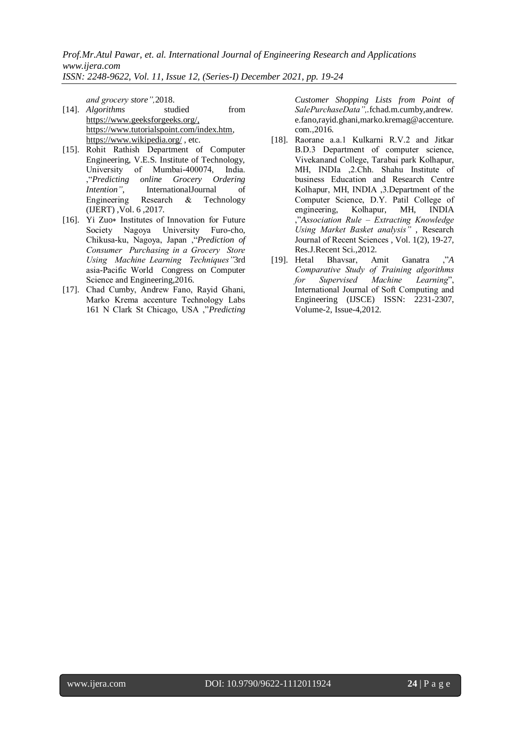*and grocery store",*2018.

[14]. *Algorithms* studied from https://www.geeksforgeeks.org/, https://www.tutorialspoint.com/index.htm, https://www.wikipedia.org/ , etc.

[15]. Rohit Rathish Department of Computer Engineering, V.E.S. Institute of Technology, University of Mumbai-400074, India. ,"*Predicting online Grocery Ordering Intention",* InternationalJournal of Engineering Research & Technology (IJERT) ,Vol. 6 ,2017.

[16]. Yi Zuo* Institutes of Innovation for Future Society Nagoya University Furo-cho, Chikusa-ku, Nagoya, Japan ,"*Prediction of Consumer Purchasing in a Grocery Store Using Machine Learning Techniques"*3rd asia-Pacific World Congress on Computer Science and Engineering,2016.

[17]. Chad Cumby, Andrew Fano, Rayid Ghani, Marko Krema accenture Technology Labs 161 N Clark St Chicago, USA ,"*Predicting Customer Shopping Lists from Point of SalePurchaseData",*.fchad.m.cumby,andrew.e.fano,rayid.ghani,marko.kremag@accenture.com.,2016.

[18]. Raorane a.a.1 Kulkarni R.V.2 and Jitkar B.D.3 Department of computer science, Vivekanand College, Tarabai park Kolhapur, MH, INDIa ,2.Chh. Shahu Institute of business Education and Research Centre Kolhapur, MH, INDIA ,3.Department of the Computer Science, D.Y. Patil College of engineering, Kolhapur, MH, INDIA ,"*Association Rule – Extracting Knowledge Using Market Basket analysis"* , Research Journal of Recent Sciences , Vol. 1(2), 19-27, Res.J.Recent Sci.,2012.

[19]. Hetal Bhavsar, Amit Ganatra ,"*A Comparative Study of Training algorithms for Supervised Machine Learning*", International Journal of Soft Computing and Engineering (IJSCE) ISSN: 2231-2307, Volume-2, Issue-4,2012.